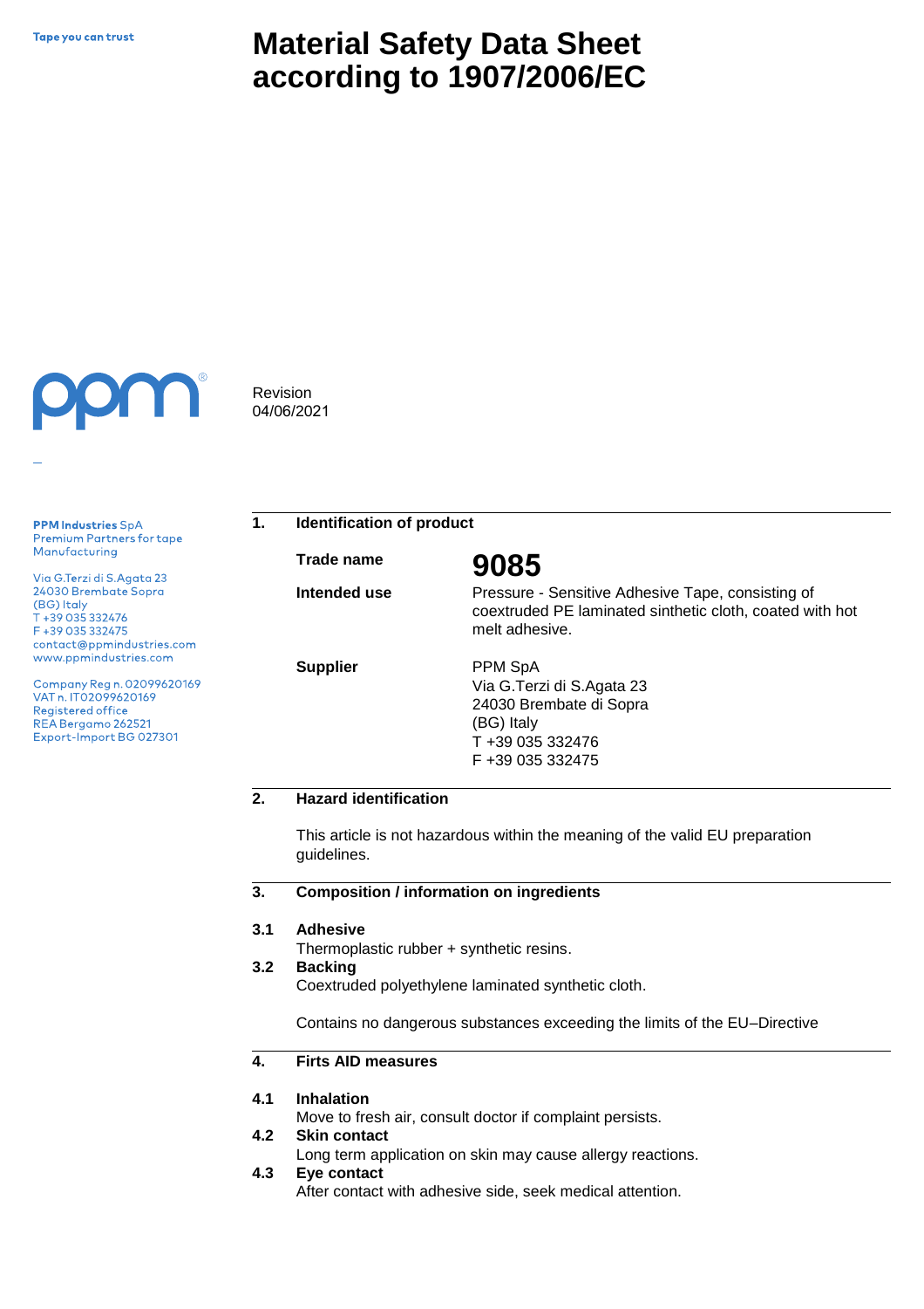Tape you can trust

# Material Safety Data Sheet according to 1907/2006/EC

Revision
04/06/2021

**PPM Industries** SpA
Premium Partners for tape Manufacturing

Via G.Terzi di S.Agata 23
24030 Brembate Sopra
(BG) Italy
T +39 035 332476
F +39 035 332475
contact@ppmindustries.com
www.ppmindustries.com

Company Reg n. 02099620169
VAT n. IT02099620169
Registered office
REA Bergamo 262521
Export-Import BG 027301

## 1. Identification of product

**Trade name** — **9085**

**Intended use** — Pressure - Sensitive Adhesive Tape, consisting of coextruded PE laminated sinthetic cloth, coated with hot melt adhesive.

**Supplier** — PPM SpA
Via G.Terzi di S.Agata 23
24030 Brembate di Sopra
(BG) Italy
T +39 035 332476
F +39 035 332475

## 2. Hazard identification

This article is not hazardous within the meaning of the valid EU preparation guidelines.

## 3. Composition / information on ingredients

**3.1 Adhesive**
Thermoplastic rubber + synthetic resins.

**3.2 Backing**
Coextruded polyethylene laminated synthetic cloth.

Contains no dangerous substances exceeding the limits of the EU–Directive

## 4. Firts AID measures

**4.1 Inhalation**
Move to fresh air, consult doctor if complaint persists.

**4.2 Skin contact**
Long term application on skin may cause allergy reactions.

**4.3 Eye contact**
After contact with adhesive side, seek medical attention.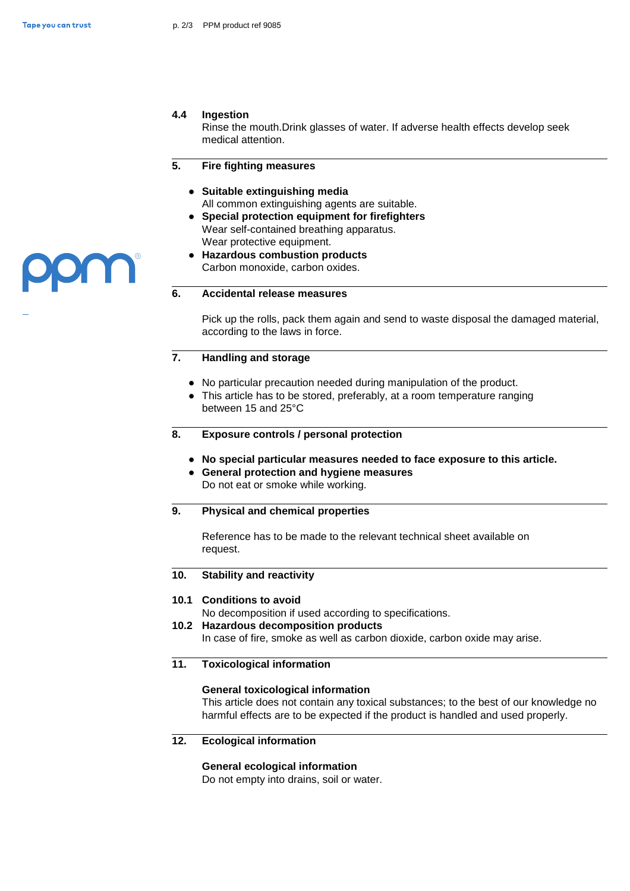### 4.4 Ingestion

Rinse the mouth.Drink glasses of water. If adverse health effects develop seek medical attention.

## 5. Fire fighting measures

- **Suitable extinguishing media**
  All common extinguishing agents are suitable.
- **Special protection equipment for firefighters**
  Wear self-contained breathing apparatus.
  Wear protective equipment.
- **Hazardous combustion products**
  Carbon monoxide, carbon oxides.

## 6. Accidental release measures

Pick up the rolls, pack them again and send to waste disposal the damaged material, according to the laws in force.

## 7. Handling and storage

- No particular precaution needed during manipulation of the product.
- This article has to be stored, preferably, at a room temperature ranging between 15 and 25°C

## 8. Exposure controls / personal protection

- **No special particular measures needed to face exposure to this article.**
- **General protection and hygiene measures**
  Do not eat or smoke while working.

## 9. Physical and chemical properties

Reference has to be made to the relevant technical sheet available on request.

## 10. Stability and reactivity

### 10.1 Conditions to avoid

No decomposition if used according to specifications.

### 10.2 Hazardous decomposition products

In case of fire, smoke as well as carbon dioxide, carbon oxide may arise.

## 11. Toxicological information

**General toxicological information**

This article does not contain any toxical substances; to the best of our knowledge no harmful effects are to be expected if the product is handled and used properly.

## 12. Ecological information

**General ecological information**

Do not empty into drains, soil or water.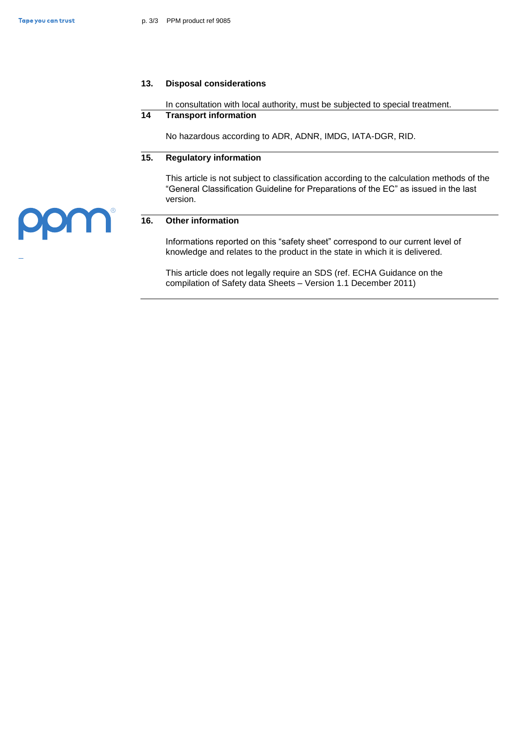## 13. Disposal considerations

In consultation with local authority, must be subjected to special treatment.

## 14 Transport information

No hazardous according to ADR, ADNR, IMDG, IATA-DGR, RID.

## 15. Regulatory information

This article is not subject to classification according to the calculation methods of the "General Classification Guideline for Preparations of the EC" as issued in the last version.

## 16. Other information

Informations reported on this "safety sheet" correspond to our current level of knowledge and relates to the product in the state in which it is delivered.

This article does not legally require an SDS (ref. ECHA Guidance on the compilation of Safety data Sheets – Version 1.1 December 2011)